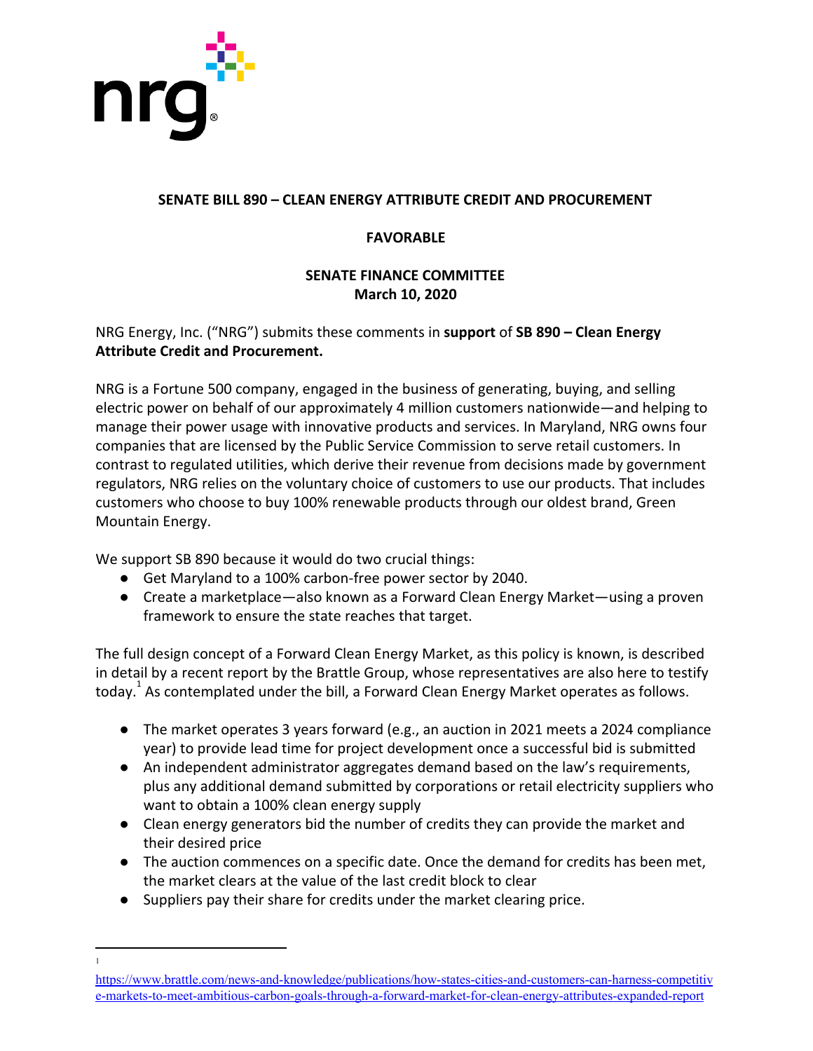**SENATE BILL 890 – CLEAN ENERGY ATTRIBUTE CREDIT AND PROCUREMENT**

**FAVORABLE**

**SENATE FINANCE COMMITTEE**
**March 10, 2020**

NRG Energy, Inc. ("NRG") submits these comments in **support** of **SB 890 – Clean Energy Attribute Credit and Procurement.**

NRG is a Fortune 500 company, engaged in the business of generating, buying, and selling electric power on behalf of our approximately 4 million customers nationwide—and helping to manage their power usage with innovative products and services. In Maryland, NRG owns four companies that are licensed by the Public Service Commission to serve retail customers. In contrast to regulated utilities, which derive their revenue from decisions made by government regulators, NRG relies on the voluntary choice of customers to use our products. That includes customers who choose to buy 100% renewable products through our oldest brand, Green Mountain Energy.

We support SB 890 because it would do two crucial things:

- Get Maryland to a 100% carbon-free power sector by 2040.
- Create a marketplace—also known as a Forward Clean Energy Market—using a proven framework to ensure the state reaches that target.

The full design concept of a Forward Clean Energy Market, as this policy is known, is described in detail by a recent report by the Brattle Group, whose representatives are also here to testify today.[1] As contemplated under the bill, a Forward Clean Energy Market operates as follows.

- The market operates 3 years forward (e.g., an auction in 2021 meets a 2024 compliance year) to provide lead time for project development once a successful bid is submitted
- An independent administrator aggregates demand based on the law's requirements, plus any additional demand submitted by corporations or retail electricity suppliers who want to obtain a 100% clean energy supply
- Clean energy generators bid the number of credits they can provide the market and their desired price
- The auction commences on a specific date. Once the demand for credits has been met, the market clears at the value of the last credit block to clear
- Suppliers pay their share for credits under the market clearing price.

---

[1] https://www.brattle.com/news-and-knowledge/publications/how-states-cities-and-customers-can-harness-competitive-markets-to-meet-ambitious-carbon-goals-through-a-forward-market-for-clean-energy-attributes-expanded-report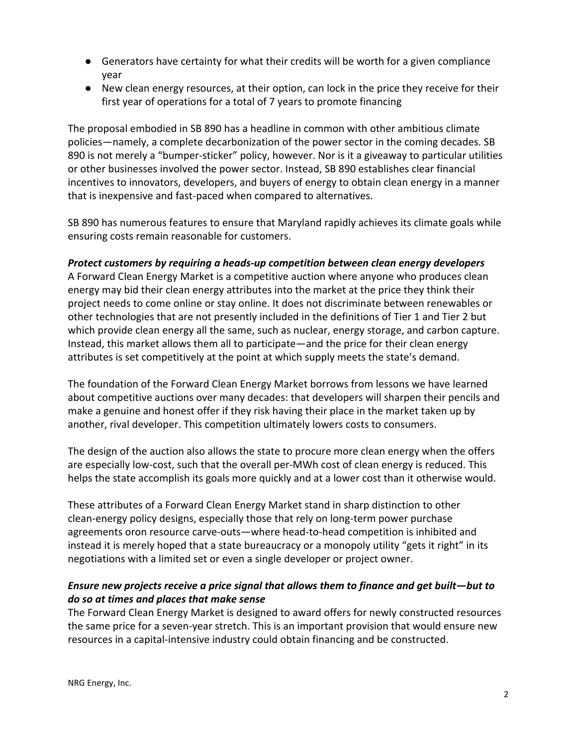- Generators have certainty for what their credits will be worth for a given compliance year
- New clean energy resources, at their option, can lock in the price they receive for their first year of operations for a total of 7 years to promote financing

The proposal embodied in SB 890 has a headline in common with other ambitious climate policies—namely, a complete decarbonization of the power sector in the coming decades. SB 890 is not merely a "bumper-sticker" policy, however. Nor is it a giveaway to particular utilities or other businesses involved the power sector. Instead, SB 890 establishes clear financial incentives to innovators, developers, and buyers of energy to obtain clean energy in a manner that is inexpensive and fast-paced when compared to alternatives.

SB 890 has numerous features to ensure that Maryland rapidly achieves its climate goals while ensuring costs remain reasonable for customers.

***Protect customers by requiring a heads-up competition between clean energy developers***

A Forward Clean Energy Market is a competitive auction where anyone who produces clean energy may bid their clean energy attributes into the market at the price they think their project needs to come online or stay online. It does not discriminate between renewables or other technologies that are not presently included in the definitions of Tier 1 and Tier 2 but which provide clean energy all the same, such as nuclear, energy storage, and carbon capture. Instead, this market allows them all to participate—and the price for their clean energy attributes is set competitively at the point at which supply meets the state's demand.

The foundation of the Forward Clean Energy Market borrows from lessons we have learned about competitive auctions over many decades: that developers will sharpen their pencils and make a genuine and honest offer if they risk having their place in the market taken up by another, rival developer. This competition ultimately lowers costs to consumers.

The design of the auction also allows the state to procure more clean energy when the offers are especially low-cost, such that the overall per-MWh cost of clean energy is reduced. This helps the state accomplish its goals more quickly and at a lower cost than it otherwise would.

These attributes of a Forward Clean Energy Market stand in sharp distinction to other clean-energy policy designs, especially those that rely on long-term power purchase agreements oron resource carve-outs—where head-to-head competition is inhibited and instead it is merely hoped that a state bureaucracy or a monopoly utility "gets it right" in its negotiations with a limited set or even a single developer or project owner.

***Ensure new projects receive a price signal that allows them to finance and get built—but to do so at times and places that make sense***

The Forward Clean Energy Market is designed to award offers for newly constructed resources the same price for a seven-year stretch. This is an important provision that would ensure new resources in a capital-intensive industry could obtain financing and be constructed.

NRG Energy, Inc.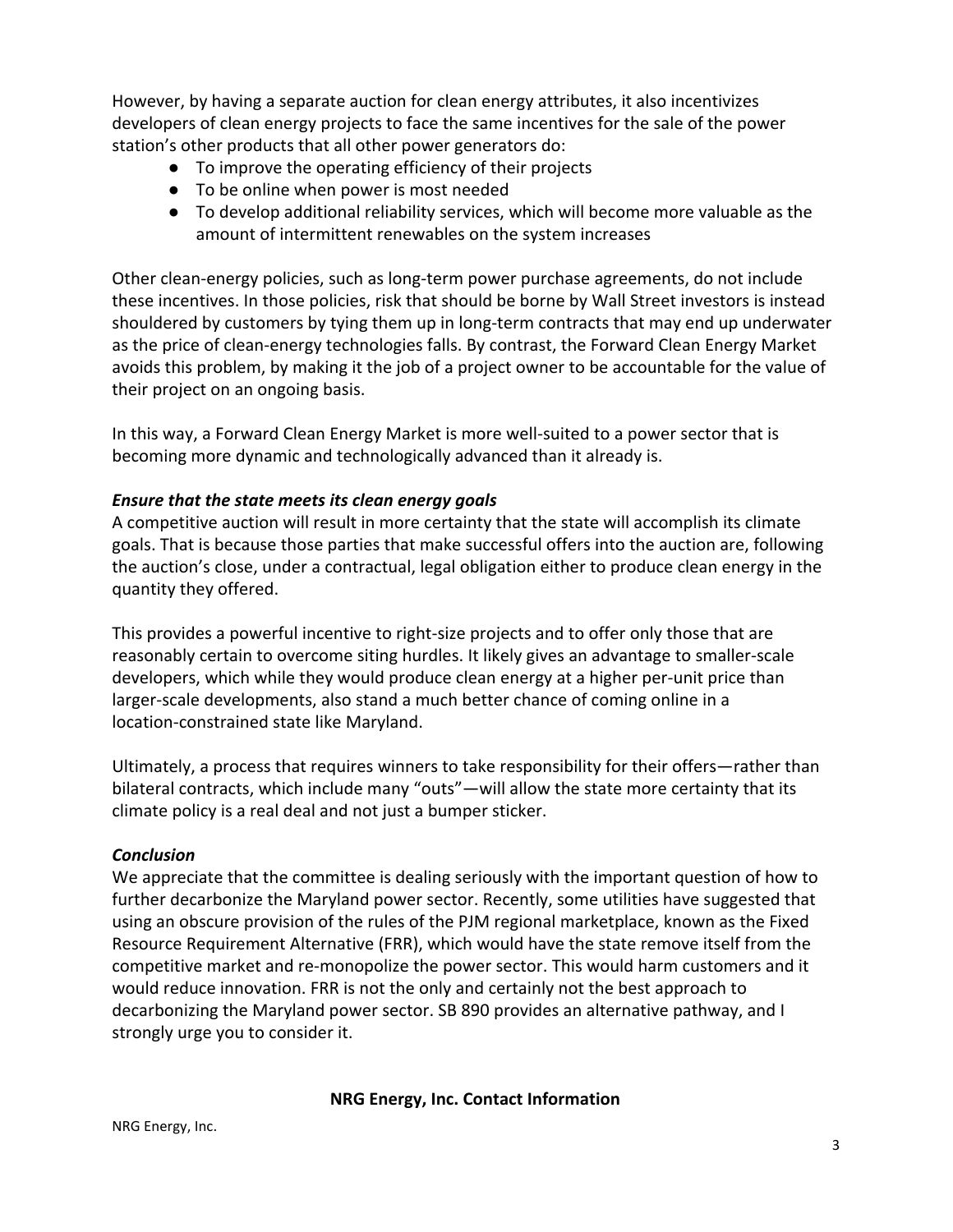However, by having a separate auction for clean energy attributes, it also incentivizes developers of clean energy projects to face the same incentives for the sale of the power station's other products that all other power generators do:

- To improve the operating efficiency of their projects
- To be online when power is most needed
- To develop additional reliability services, which will become more valuable as the amount of intermittent renewables on the system increases

Other clean-energy policies, such as long-term power purchase agreements, do not include these incentives. In those policies, risk that should be borne by Wall Street investors is instead shouldered by customers by tying them up in long-term contracts that may end up underwater as the price of clean-energy technologies falls. By contrast, the Forward Clean Energy Market avoids this problem, by making it the job of a project owner to be accountable for the value of their project on an ongoing basis.

In this way, a Forward Clean Energy Market is more well-suited to a power sector that is becoming more dynamic and technologically advanced than it already is.

***Ensure that the state meets its clean energy goals***

A competitive auction will result in more certainty that the state will accomplish its climate goals. That is because those parties that make successful offers into the auction are, following the auction's close, under a contractual, legal obligation either to produce clean energy in the quantity they offered.

This provides a powerful incentive to right-size projects and to offer only those that are reasonably certain to overcome siting hurdles. It likely gives an advantage to smaller-scale developers, which while they would produce clean energy at a higher per-unit price than larger-scale developments, also stand a much better chance of coming online in a location-constrained state like Maryland.

Ultimately, a process that requires winners to take responsibility for their offers—rather than bilateral contracts, which include many "outs"—will allow the state more certainty that its climate policy is a real deal and not just a bumper sticker.

***Conclusion***

We appreciate that the committee is dealing seriously with the important question of how to further decarbonize the Maryland power sector. Recently, some utilities have suggested that using an obscure provision of the rules of the PJM regional marketplace, known as the Fixed Resource Requirement Alternative (FRR), which would have the state remove itself from the competitive market and re-monopolize the power sector. This would harm customers and it would reduce innovation. FRR is not the only and certainly not the best approach to decarbonizing the Maryland power sector. SB 890 provides an alternative pathway, and I strongly urge you to consider it.

**NRG Energy, Inc. Contact Information**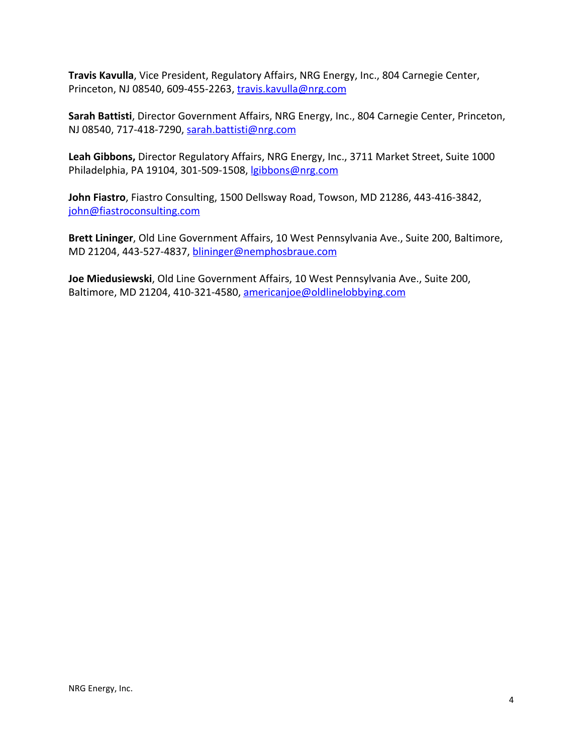**Travis Kavulla**, Vice President, Regulatory Affairs, NRG Energy, Inc., 804 Carnegie Center, Princeton, NJ 08540, 609-455-2263, travis.kavulla@nrg.com

**Sarah Battisti**, Director Government Affairs, NRG Energy, Inc., 804 Carnegie Center, Princeton, NJ 08540, 717-418-7290, sarah.battisti@nrg.com

**Leah Gibbons,** Director Regulatory Affairs, NRG Energy, Inc., 3711 Market Street, Suite 1000 Philadelphia, PA 19104, 301-509-1508, lgibbons@nrg.com

**John Fiastro**, Fiastro Consulting, 1500 Dellsway Road, Towson, MD 21286, 443-416-3842, john@fiastroconsulting.com

**Brett Lininger**, Old Line Government Affairs, 10 West Pennsylvania Ave., Suite 200, Baltimore, MD 21204, 443-527-4837, blininger@nemphosbraue.com

**Joe Miedusiewski**, Old Line Government Affairs, 10 West Pennsylvania Ave., Suite 200, Baltimore, MD 21204, 410-321-4580, americanjoe@oldlinelobbying.com

NRG Energy, Inc.